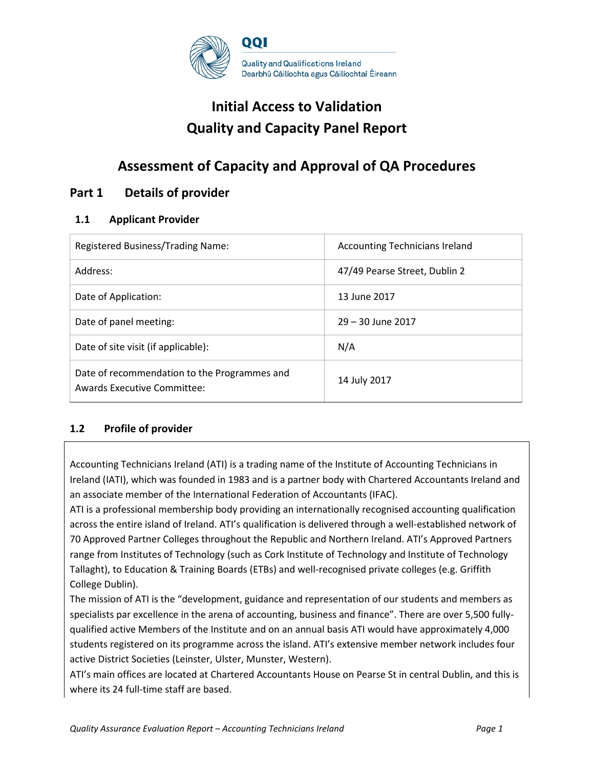QQI

Quality and Qualifications Ireland
Dearbhú Cáilíochta agus Cáilíochtaí Éireann

# Initial Access to Validation
# Quality and Capacity Panel Report

## Assessment of Capacity and Approval of QA Procedures

## Part 1 Details of provider

### 1.1 Applicant Provider

| | |
|---|---|
| Registered Business/Trading Name: | Accounting Technicians Ireland |
| Address: | 47/49 Pearse Street, Dublin 2 |
| Date of Application: | 13 June 2017 |
| Date of panel meeting: | 29 – 30 June 2017 |
| Date of site visit (if applicable): | N/A |
| Date of recommendation to the Programmes and Awards Executive Committee: | 14 July 2017 |

### 1.2 Profile of provider

Accounting Technicians Ireland (ATI) is a trading name of the Institute of Accounting Technicians in Ireland (IATI), which was founded in 1983 and is a partner body with Chartered Accountants Ireland and an associate member of the International Federation of Accountants (IFAC).

ATI is a professional membership body providing an internationally recognised accounting qualification across the entire island of Ireland. ATI's qualification is delivered through a well-established network of 70 Approved Partner Colleges throughout the Republic and Northern Ireland. ATI's Approved Partners range from Institutes of Technology (such as Cork Institute of Technology and Institute of Technology Tallaght), to Education & Training Boards (ETBs) and well-recognised private colleges (e.g. Griffith College Dublin).

The mission of ATI is the "development, guidance and representation of our students and members as specialists par excellence in the arena of accounting, business and finance". There are over 5,500 fully-qualified active Members of the Institute and on an annual basis ATI would have approximately 4,000 students registered on its programme across the island. ATI's extensive member network includes four active District Societies (Leinster, Ulster, Munster, Western).

ATI's main offices are located at Chartered Accountants House on Pearse St in central Dublin, and this is where its 24 full-time staff are based.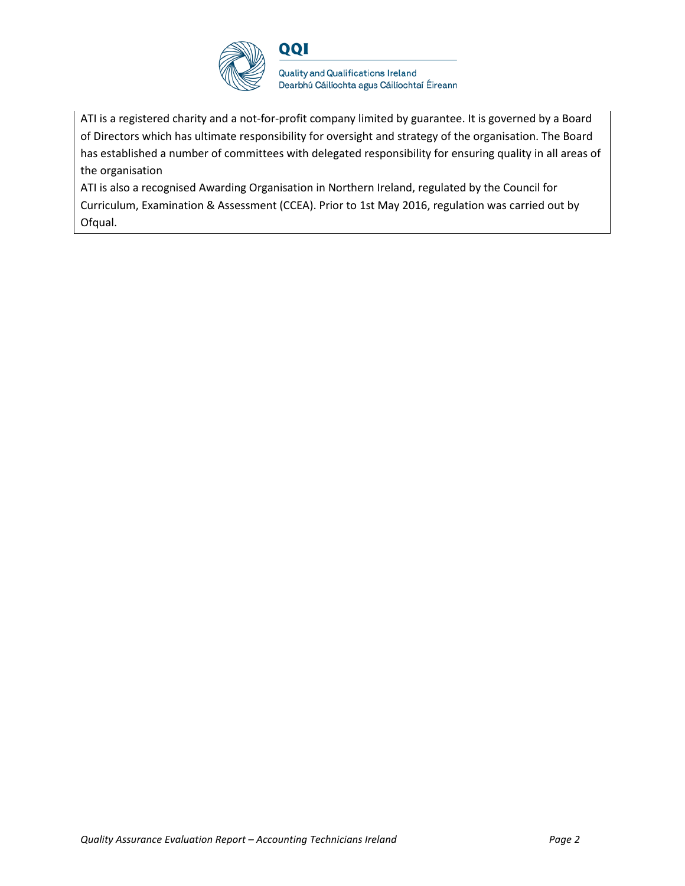ATI is a registered charity and a not-for-profit company limited by guarantee. It is governed by a Board of Directors which has ultimate responsibility for oversight and strategy of the organisation. The Board has established a number of committees with delegated responsibility for ensuring quality in all areas of the organisation

ATI is also a recognised Awarding Organisation in Northern Ireland, regulated by the Council for Curriculum, Examination & Assessment (CCEA). Prior to 1st May 2016, regulation was carried out by Ofqual.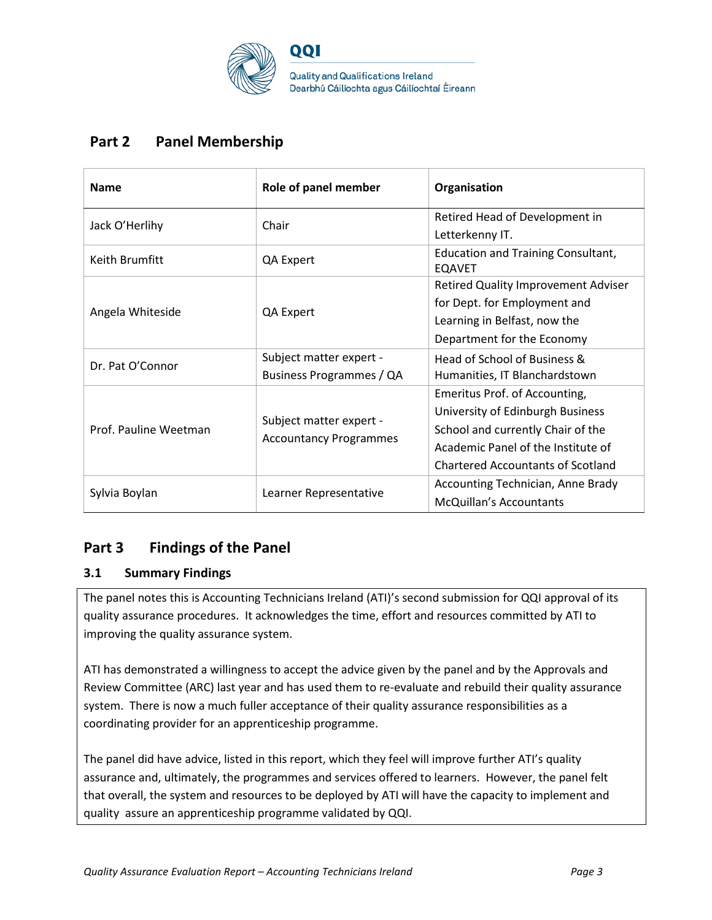## Part 2 Panel Membership

| Name | Role of panel member | Organisation |
|---|---|---|
| Jack O'Herlihy | Chair | Retired Head of Development in Letterkenny IT. |
| Keith Brumfitt | QA Expert | Education and Training Consultant, EQAVET |
| Angela Whiteside | QA Expert | Retired Quality Improvement Adviser for Dept. for Employment and Learning in Belfast, now the Department for the Economy |
| Dr. Pat O'Connor | Subject matter expert - Business Programmes / QA | Head of School of Business & Humanities, IT Blanchardstown |
| Prof. Pauline Weetman | Subject matter expert - Accountancy Programmes | Emeritus Prof. of Accounting, University of Edinburgh Business School and currently Chair of the Academic Panel of the Institute of Chartered Accountants of Scotland |
| Sylvia Boylan | Learner Representative | Accounting Technician, Anne Brady McQuillan's Accountants |

## Part 3 Findings of the Panel

### 3.1 Summary Findings

The panel notes this is Accounting Technicians Ireland (ATI)'s second submission for QQI approval of its quality assurance procedures. It acknowledges the time, effort and resources committed by ATI to improving the quality assurance system.

ATI has demonstrated a willingness to accept the advice given by the panel and by the Approvals and Review Committee (ARC) last year and has used them to re-evaluate and rebuild their quality assurance system. There is now a much fuller acceptance of their quality assurance responsibilities as a coordinating provider for an apprenticeship programme.

The panel did have advice, listed in this report, which they feel will improve further ATI's quality assurance and, ultimately, the programmes and services offered to learners. However, the panel felt that overall, the system and resources to be deployed by ATI will have the capacity to implement and quality assure an apprenticeship programme validated by QQI.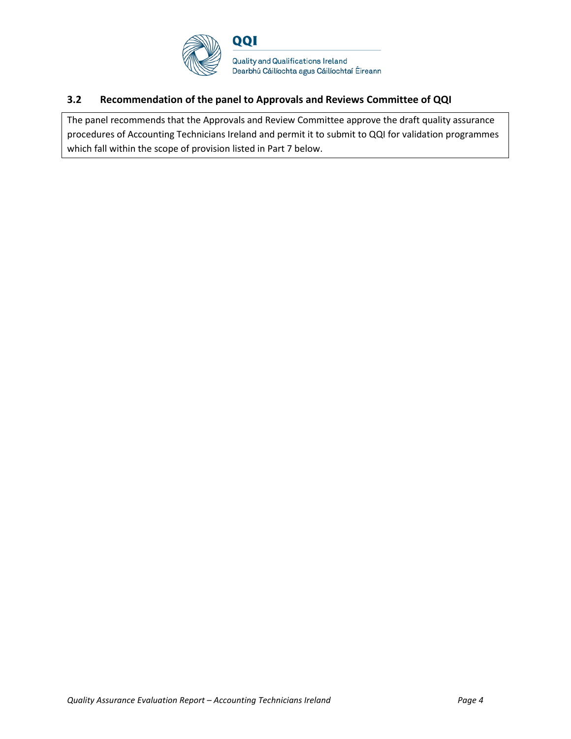### 3.2 Recommendation of the panel to Approvals and Reviews Committee of QQI

The panel recommends that the Approvals and Review Committee approve the draft quality assurance procedures of Accounting Technicians Ireland and permit it to submit to QQI for validation programmes which fall within the scope of provision listed in Part 7 below.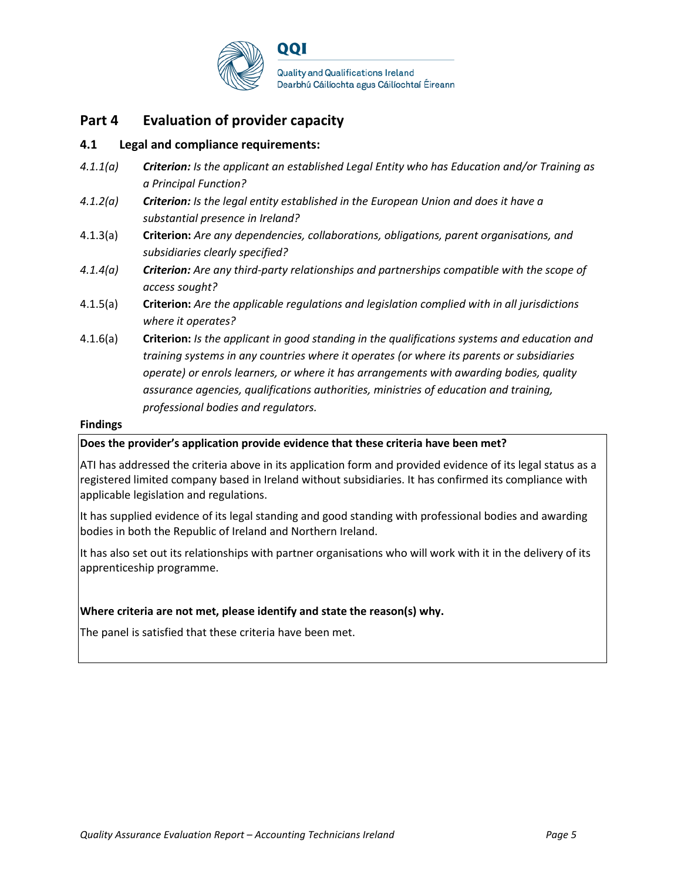## Part 4 Evaluation of provider capacity

### 4.1 Legal and compliance requirements:

*4.1.1(a)* ***Criterion:*** *Is the applicant an established Legal Entity who has Education and/or Training as a Principal Function?*

*4.1.2(a)* ***Criterion:*** *Is the legal entity established in the European Union and does it have a substantial presence in Ireland?*

4.1.3(a) **Criterion:** *Are any dependencies, collaborations, obligations, parent organisations, and subsidiaries clearly specified?*

*4.1.4(a)* ***Criterion:*** *Are any third-party relationships and partnerships compatible with the scope of access sought?*

4.1.5(a) **Criterion:** *Are the applicable regulations and legislation complied with in all jurisdictions where it operates?*

4.1.6(a) **Criterion:** *Is the applicant in good standing in the qualifications systems and education and training systems in any countries where it operates (or where its parents or subsidiaries operate) or enrols learners, or where it has arrangements with awarding bodies, quality assurance agencies, qualifications authorities, ministries of education and training, professional bodies and regulators.*

**Findings**

**Does the provider's application provide evidence that these criteria have been met?**

ATI has addressed the criteria above in its application form and provided evidence of its legal status as a registered limited company based in Ireland without subsidiaries. It has confirmed its compliance with applicable legislation and regulations.

It has supplied evidence of its legal standing and good standing with professional bodies and awarding bodies in both the Republic of Ireland and Northern Ireland.

It has also set out its relationships with partner organisations who will work with it in the delivery of its apprenticeship programme.

**Where criteria are not met, please identify and state the reason(s) why.**

The panel is satisfied that these criteria have been met.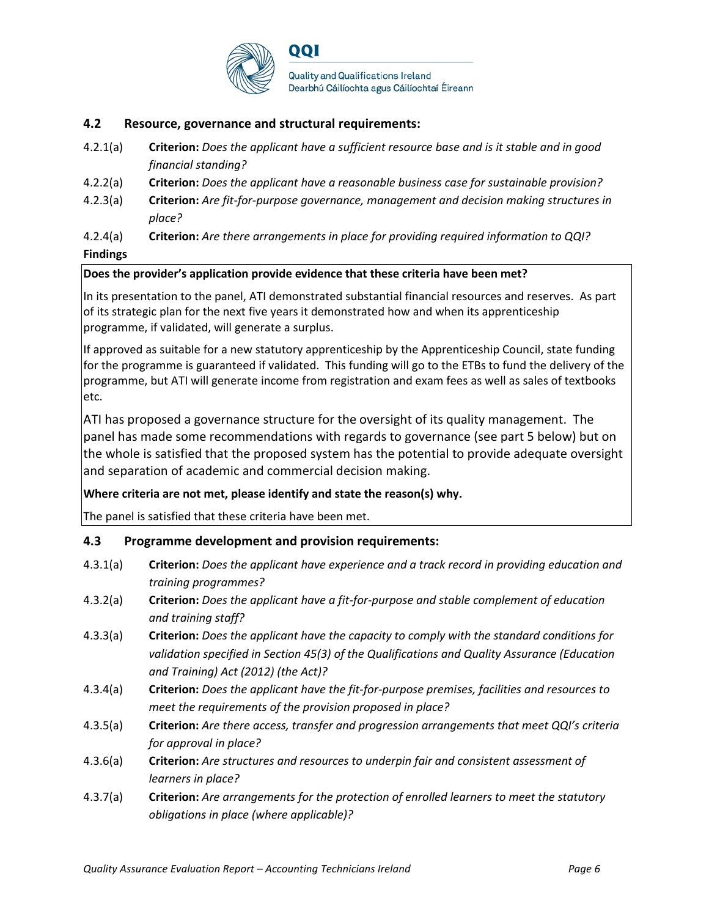### 4.2 Resource, governance and structural requirements:

4.2.1(a) **Criterion:** *Does the applicant have a sufficient resource base and is it stable and in good financial standing?*

4.2.2(a) **Criterion:** *Does the applicant have a reasonable business case for sustainable provision?*

4.2.3(a) **Criterion:** *Are fit-for-purpose governance, management and decision making structures in place?*

4.2.4(a) **Criterion:** *Are there arrangements in place for providing required information to QQI?*

**Findings**

**Does the provider's application provide evidence that these criteria have been met?**

In its presentation to the panel, ATI demonstrated substantial financial resources and reserves. As part of its strategic plan for the next five years it demonstrated how and when its apprenticeship programme, if validated, will generate a surplus.

If approved as suitable for a new statutory apprenticeship by the Apprenticeship Council, state funding for the programme is guaranteed if validated. This funding will go to the ETBs to fund the delivery of the programme, but ATI will generate income from registration and exam fees as well as sales of textbooks etc.

ATI has proposed a governance structure for the oversight of its quality management. The panel has made some recommendations with regards to governance (see part 5 below) but on the whole is satisfied that the proposed system has the potential to provide adequate oversight and separation of academic and commercial decision making.

**Where criteria are not met, please identify and state the reason(s) why.**

The panel is satisfied that these criteria have been met.

### 4.3 Programme development and provision requirements:

4.3.1(a) **Criterion:** *Does the applicant have experience and a track record in providing education and training programmes?*

4.3.2(a) **Criterion:** *Does the applicant have a fit-for-purpose and stable complement of education and training staff?*

4.3.3(a) **Criterion:** *Does the applicant have the capacity to comply with the standard conditions for validation specified in Section 45(3) of the Qualifications and Quality Assurance (Education and Training) Act (2012) (the Act)?*

4.3.4(a) **Criterion:** *Does the applicant have the fit-for-purpose premises, facilities and resources to meet the requirements of the provision proposed in place?*

4.3.5(a) **Criterion:** *Are there access, transfer and progression arrangements that meet QQI's criteria for approval in place?*

4.3.6(a) **Criterion:** *Are structures and resources to underpin fair and consistent assessment of learners in place?*

4.3.7(a) **Criterion:** *Are arrangements for the protection of enrolled learners to meet the statutory obligations in place (where applicable)?*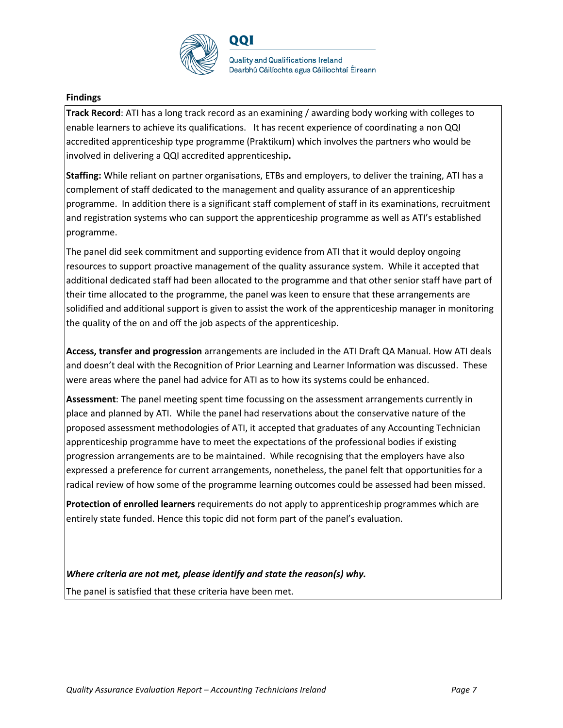**Findings**

**Track Record**: ATI has a long track record as an examining / awarding body working with colleges to enable learners to achieve its qualifications. It has recent experience of coordinating a non QQI accredited apprenticeship type programme (Praktikum) which involves the partners who would be involved in delivering a QQI accredited apprenticeship**.**

**Staffing:** While reliant on partner organisations, ETBs and employers, to deliver the training, ATI has a complement of staff dedicated to the management and quality assurance of an apprenticeship programme. In addition there is a significant staff complement of staff in its examinations, recruitment and registration systems who can support the apprenticeship programme as well as ATI's established programme.

The panel did seek commitment and supporting evidence from ATI that it would deploy ongoing resources to support proactive management of the quality assurance system. While it accepted that additional dedicated staff had been allocated to the programme and that other senior staff have part of their time allocated to the programme, the panel was keen to ensure that these arrangements are solidified and additional support is given to assist the work of the apprenticeship manager in monitoring the quality of the on and off the job aspects of the apprenticeship.

**Access, transfer and progression** arrangements are included in the ATI Draft QA Manual. How ATI deals and doesn't deal with the Recognition of Prior Learning and Learner Information was discussed. These were areas where the panel had advice for ATI as to how its systems could be enhanced.

**Assessment**: The panel meeting spent time focussing on the assessment arrangements currently in place and planned by ATI. While the panel had reservations about the conservative nature of the proposed assessment methodologies of ATI, it accepted that graduates of any Accounting Technician apprenticeship programme have to meet the expectations of the professional bodies if existing progression arrangements are to be maintained. While recognising that the employers have also expressed a preference for current arrangements, nonetheless, the panel felt that opportunities for a radical review of how some of the programme learning outcomes could be assessed had been missed.

**Protection of enrolled learners** requirements do not apply to apprenticeship programmes which are entirely state funded. Hence this topic did not form part of the panel's evaluation.

***Where criteria are not met, please identify and state the reason(s) why.***

The panel is satisfied that these criteria have been met.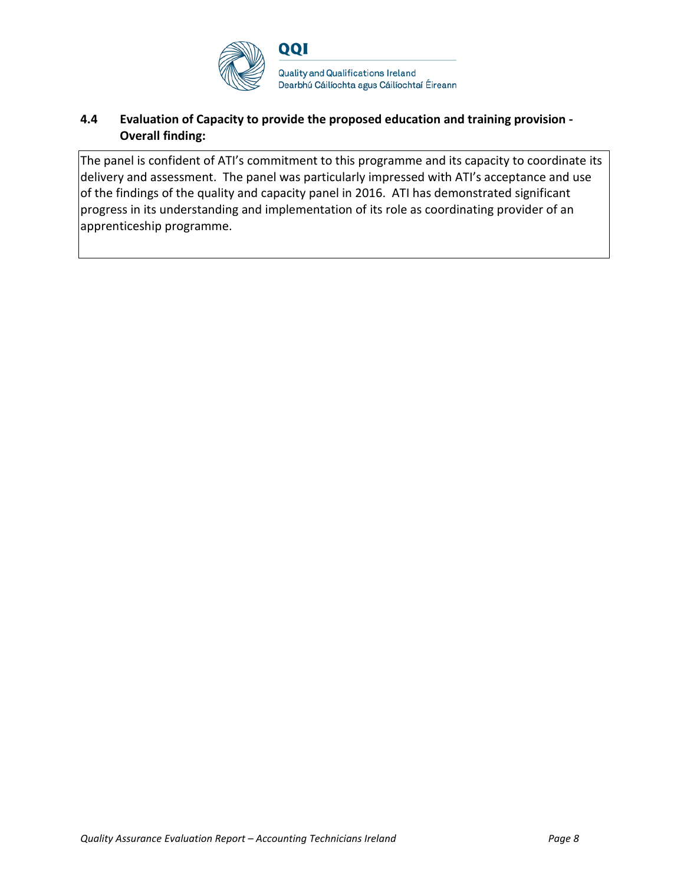### 4.4 Evaluation of Capacity to provide the proposed education and training provision - Overall finding:

The panel is confident of ATI's commitment to this programme and its capacity to coordinate its delivery and assessment. The panel was particularly impressed with ATI's acceptance and use of the findings of the quality and capacity panel in 2016. ATI has demonstrated significant progress in its understanding and implementation of its role as coordinating provider of an apprenticeship programme.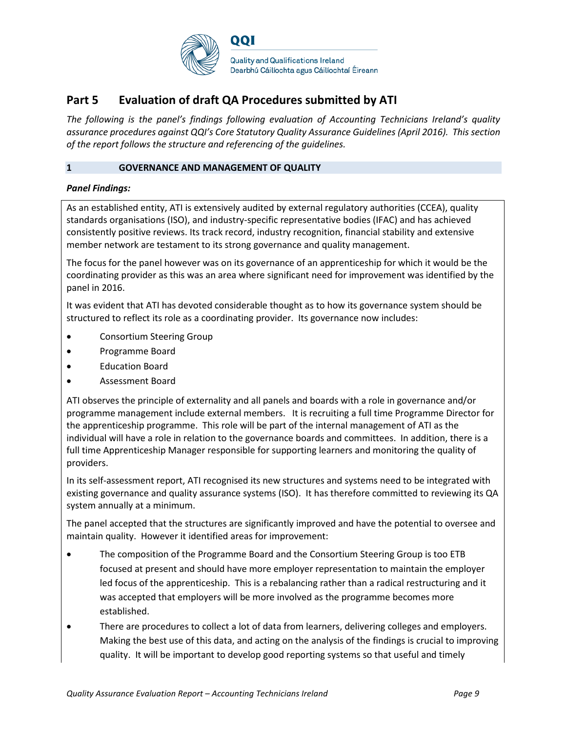## Part 5 Evaluation of draft QA Procedures submitted by ATI

*The following is the panel's findings following evaluation of Accounting Technicians Ireland's quality assurance procedures against QQI's Core Statutory Quality Assurance Guidelines (April 2016). This section of the report follows the structure and referencing of the guidelines.*

### 1 GOVERNANCE AND MANAGEMENT OF QUALITY

***Panel Findings:***

As an established entity, ATI is extensively audited by external regulatory authorities (CCEA), quality standards organisations (ISO), and industry-specific representative bodies (IFAC) and has achieved consistently positive reviews. Its track record, industry recognition, financial stability and extensive member network are testament to its strong governance and quality management.

The focus for the panel however was on its governance of an apprenticeship for which it would be the coordinating provider as this was an area where significant need for improvement was identified by the panel in 2016.

It was evident that ATI has devoted considerable thought as to how its governance system should be structured to reflect its role as a coordinating provider. Its governance now includes:

- Consortium Steering Group
- Programme Board
- Education Board
- Assessment Board

ATI observes the principle of externality and all panels and boards with a role in governance and/or programme management include external members. It is recruiting a full time Programme Director for the apprenticeship programme. This role will be part of the internal management of ATI as the individual will have a role in relation to the governance boards and committees. In addition, there is a full time Apprenticeship Manager responsible for supporting learners and monitoring the quality of providers.

In its self-assessment report, ATI recognised its new structures and systems need to be integrated with existing governance and quality assurance systems (ISO). It has therefore committed to reviewing its QA system annually at a minimum.

The panel accepted that the structures are significantly improved and have the potential to oversee and maintain quality. However it identified areas for improvement:

- The composition of the Programme Board and the Consortium Steering Group is too ETB focused at present and should have more employer representation to maintain the employer led focus of the apprenticeship. This is a rebalancing rather than a radical restructuring and it was accepted that employers will be more involved as the programme becomes more established.
- There are procedures to collect a lot of data from learners, delivering colleges and employers. Making the best use of this data, and acting on the analysis of the findings is crucial to improving quality. It will be important to develop good reporting systems so that useful and timely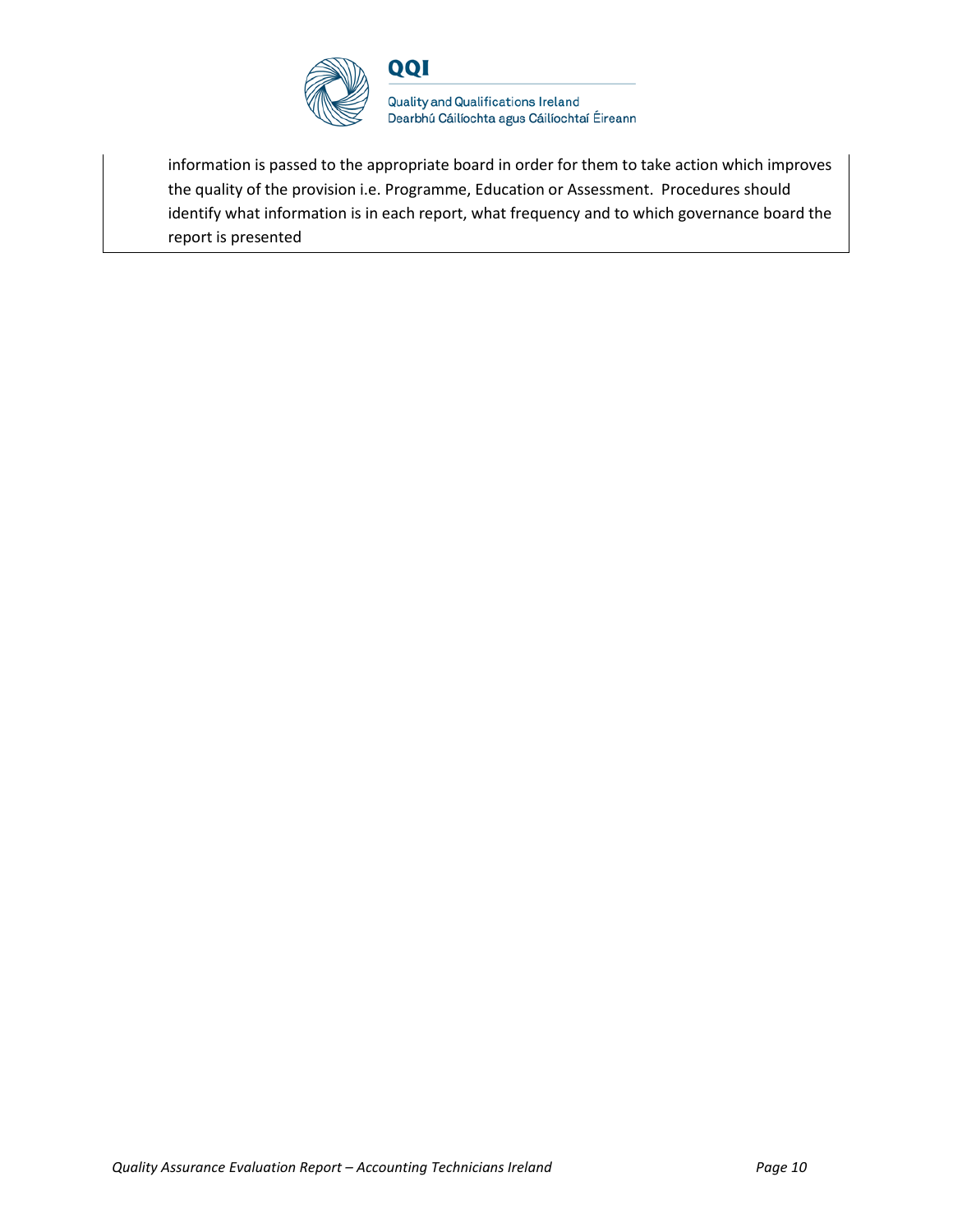information is passed to the appropriate board in order for them to take action which improves the quality of the provision i.e. Programme, Education or Assessment. Procedures should identify what information is in each report, what frequency and to which governance board the report is presented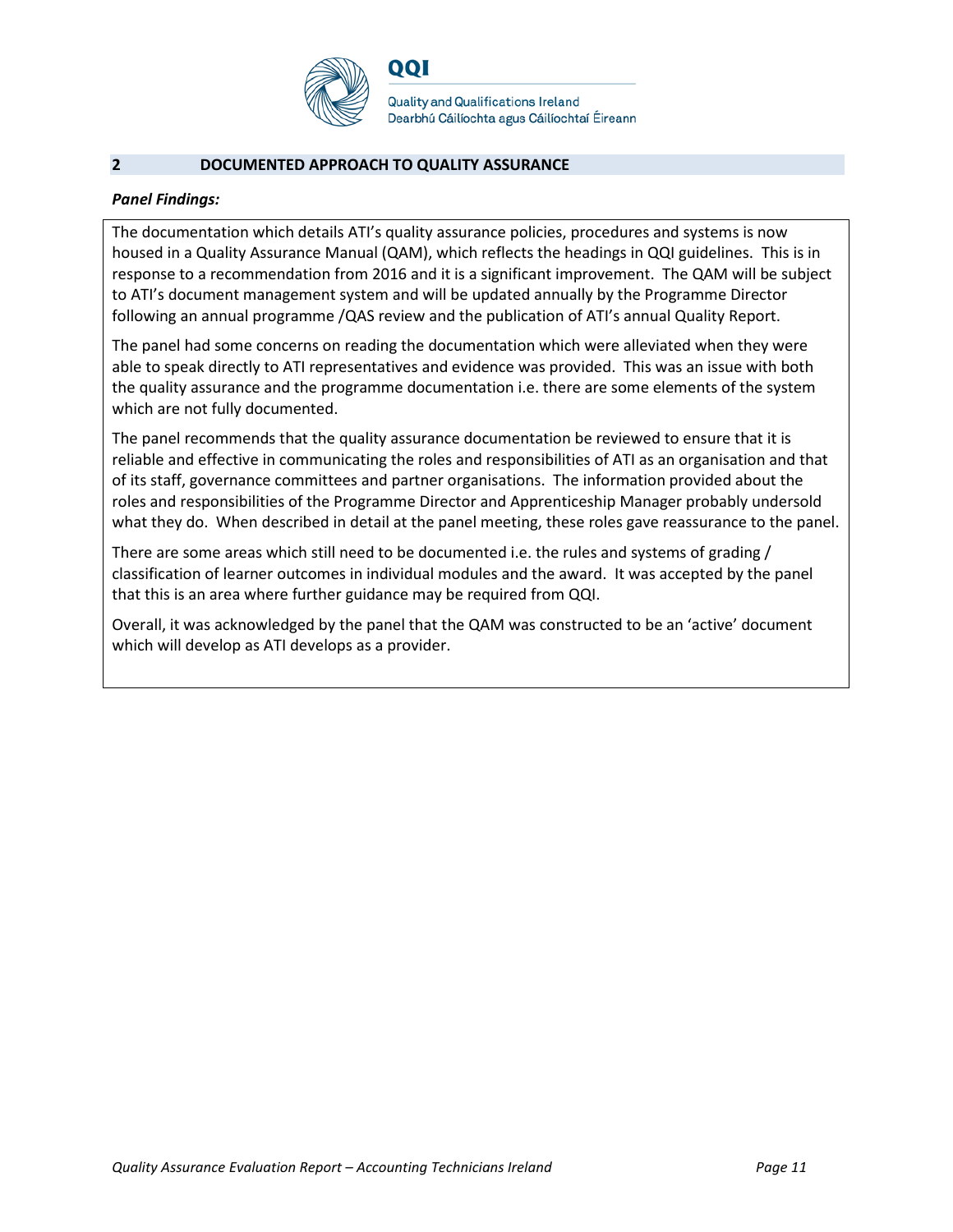## 2 DOCUMENTED APPROACH TO QUALITY ASSURANCE

***Panel Findings:***

The documentation which details ATI's quality assurance policies, procedures and systems is now housed in a Quality Assurance Manual (QAM), which reflects the headings in QQI guidelines. This is in response to a recommendation from 2016 and it is a significant improvement. The QAM will be subject to ATI's document management system and will be updated annually by the Programme Director following an annual programme /QAS review and the publication of ATI's annual Quality Report.

The panel had some concerns on reading the documentation which were alleviated when they were able to speak directly to ATI representatives and evidence was provided. This was an issue with both the quality assurance and the programme documentation i.e. there are some elements of the system which are not fully documented.

The panel recommends that the quality assurance documentation be reviewed to ensure that it is reliable and effective in communicating the roles and responsibilities of ATI as an organisation and that of its staff, governance committees and partner organisations. The information provided about the roles and responsibilities of the Programme Director and Apprenticeship Manager probably undersold what they do. When described in detail at the panel meeting, these roles gave reassurance to the panel.

There are some areas which still need to be documented i.e. the rules and systems of grading / classification of learner outcomes in individual modules and the award. It was accepted by the panel that this is an area where further guidance may be required from QQI.

Overall, it was acknowledged by the panel that the QAM was constructed to be an 'active' document which will develop as ATI develops as a provider.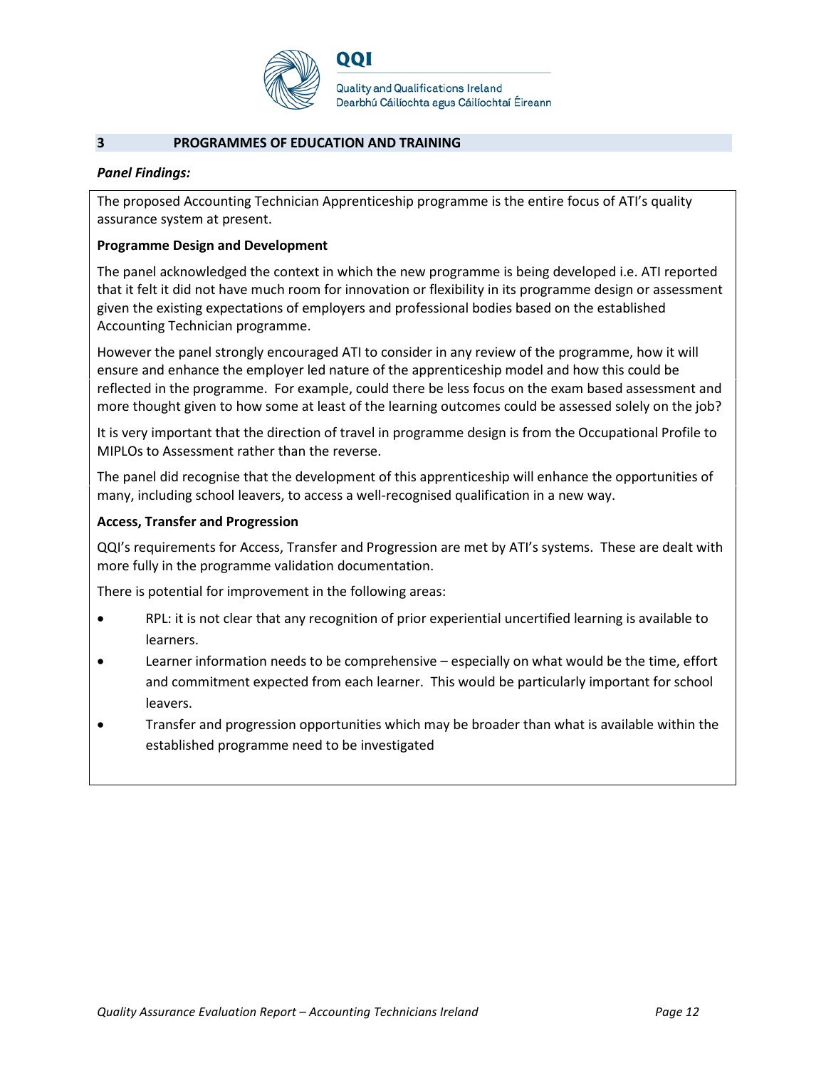## 3 PROGRAMMES OF EDUCATION AND TRAINING

***Panel Findings:***

The proposed Accounting Technician Apprenticeship programme is the entire focus of ATI's quality assurance system at present.

**Programme Design and Development**

The panel acknowledged the context in which the new programme is being developed i.e. ATI reported that it felt it did not have much room for innovation or flexibility in its programme design or assessment given the existing expectations of employers and professional bodies based on the established Accounting Technician programme.

However the panel strongly encouraged ATI to consider in any review of the programme, how it will ensure and enhance the employer led nature of the apprenticeship model and how this could be reflected in the programme. For example, could there be less focus on the exam based assessment and more thought given to how some at least of the learning outcomes could be assessed solely on the job?

It is very important that the direction of travel in programme design is from the Occupational Profile to MIPLOs to Assessment rather than the reverse.

The panel did recognise that the development of this apprenticeship will enhance the opportunities of many, including school leavers, to access a well-recognised qualification in a new way.

**Access, Transfer and Progression**

QQI's requirements for Access, Transfer and Progression are met by ATI's systems. These are dealt with more fully in the programme validation documentation.

There is potential for improvement in the following areas:

- RPL: it is not clear that any recognition of prior experiential uncertified learning is available to learners.
- Learner information needs to be comprehensive – especially on what would be the time, effort and commitment expected from each learner. This would be particularly important for school leavers.
- Transfer and progression opportunities which may be broader than what is available within the established programme need to be investigated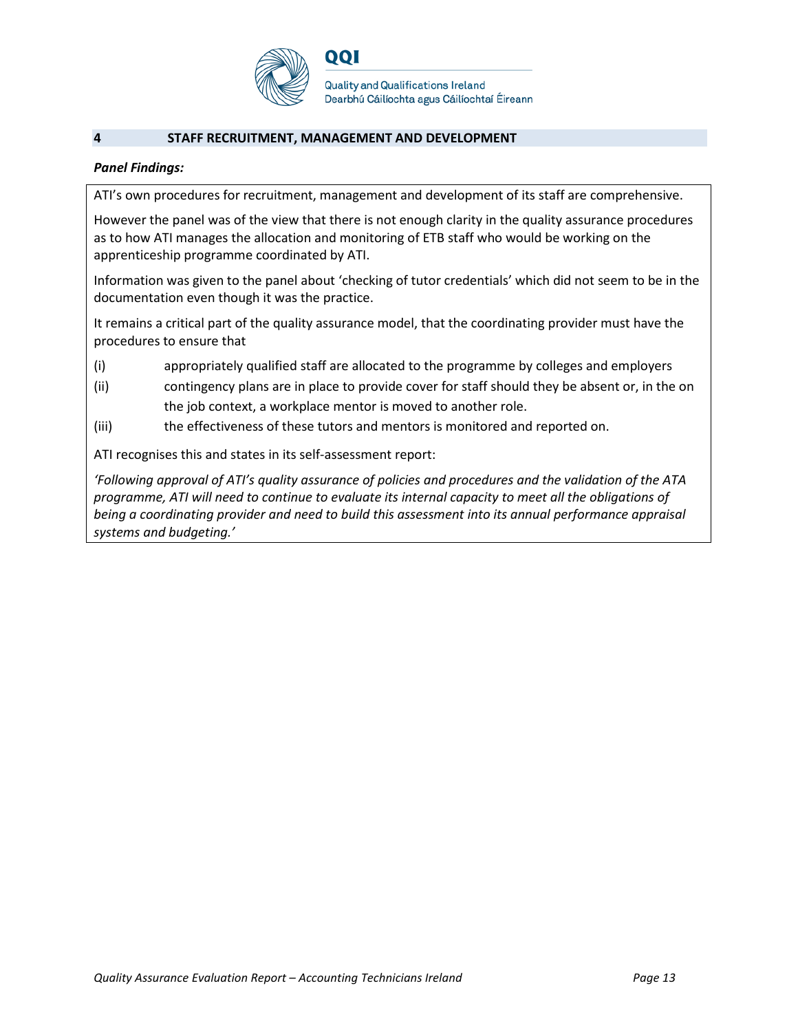## 4 STAFF RECRUITMENT, MANAGEMENT AND DEVELOPMENT

***Panel Findings:***

ATI's own procedures for recruitment, management and development of its staff are comprehensive.

However the panel was of the view that there is not enough clarity in the quality assurance procedures as to how ATI manages the allocation and monitoring of ETB staff who would be working on the apprenticeship programme coordinated by ATI.

Information was given to the panel about 'checking of tutor credentials' which did not seem to be in the documentation even though it was the practice.

It remains a critical part of the quality assurance model, that the coordinating provider must have the procedures to ensure that

(i) appropriately qualified staff are allocated to the programme by colleges and employers
(ii) contingency plans are in place to provide cover for staff should they be absent or, in the on the job context, a workplace mentor is moved to another role.
(iii) the effectiveness of these tutors and mentors is monitored and reported on.

ATI recognises this and states in its self-assessment report:

*'Following approval of ATI's quality assurance of policies and procedures and the validation of the ATA programme, ATI will need to continue to evaluate its internal capacity to meet all the obligations of being a coordinating provider and need to build this assessment into its annual performance appraisal systems and budgeting.'*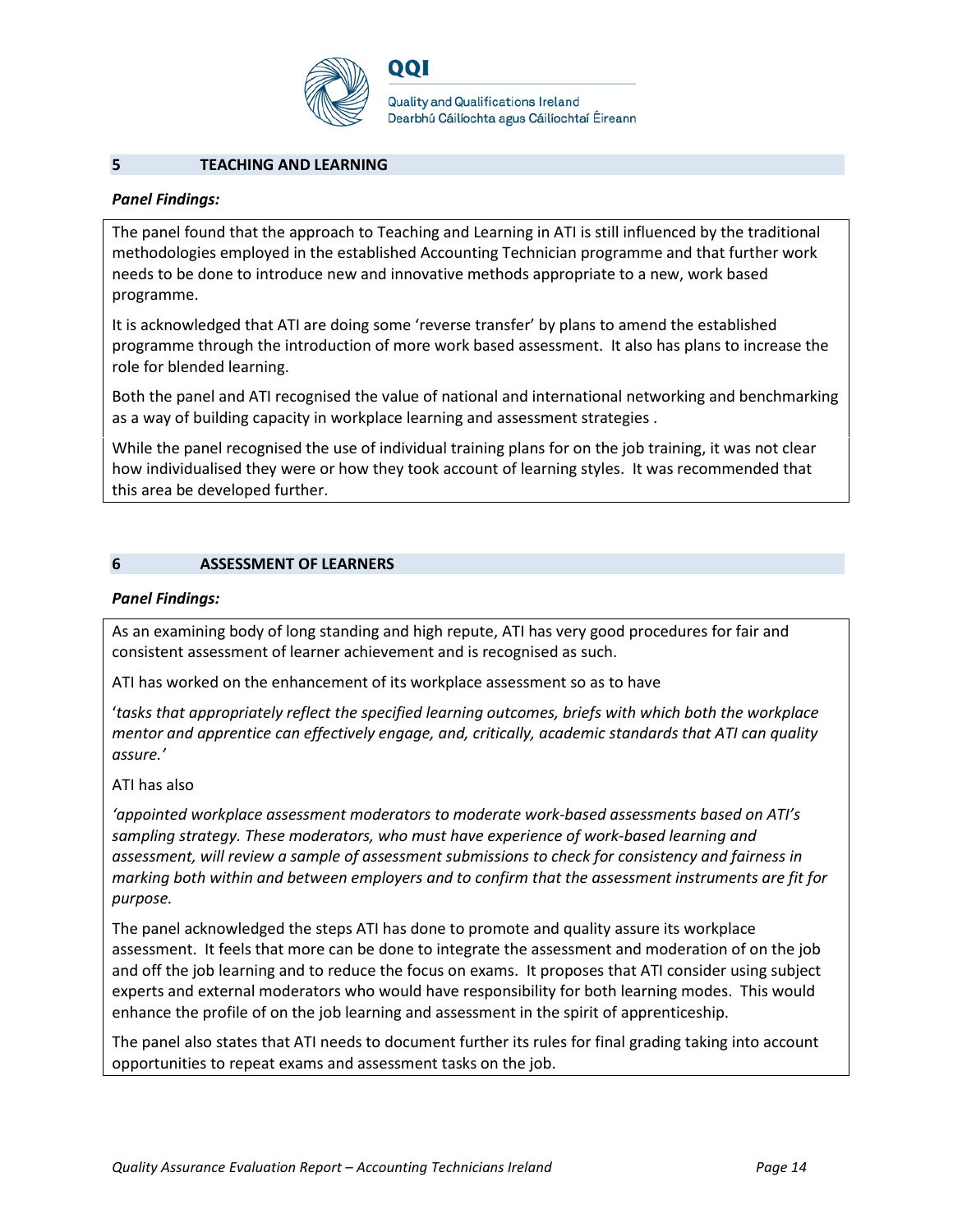## 5 TEACHING AND LEARNING

***Panel Findings:***

The panel found that the approach to Teaching and Learning in ATI is still influenced by the traditional methodologies employed in the established Accounting Technician programme and that further work needs to be done to introduce new and innovative methods appropriate to a new, work based programme.

It is acknowledged that ATI are doing some 'reverse transfer' by plans to amend the established programme through the introduction of more work based assessment. It also has plans to increase the role for blended learning.

Both the panel and ATI recognised the value of national and international networking and benchmarking as a way of building capacity in workplace learning and assessment strategies .

While the panel recognised the use of individual training plans for on the job training, it was not clear how individualised they were or how they took account of learning styles. It was recommended that this area be developed further.

## 6 ASSESSMENT OF LEARNERS

***Panel Findings:***

As an examining body of long standing and high repute, ATI has very good procedures for fair and consistent assessment of learner achievement and is recognised as such.

ATI has worked on the enhancement of its workplace assessment so as to have

'*tasks that appropriately reflect the specified learning outcomes, briefs with which both the workplace mentor and apprentice can effectively engage, and, critically, academic standards that ATI can quality assure.'*

ATI has also

*'appointed workplace assessment moderators to moderate work-based assessments based on ATI's sampling strategy. These moderators, who must have experience of work-based learning and assessment, will review a sample of assessment submissions to check for consistency and fairness in marking both within and between employers and to confirm that the assessment instruments are fit for purpose.*

The panel acknowledged the steps ATI has done to promote and quality assure its workplace assessment. It feels that more can be done to integrate the assessment and moderation of on the job and off the job learning and to reduce the focus on exams. It proposes that ATI consider using subject experts and external moderators who would have responsibility for both learning modes. This would enhance the profile of on the job learning and assessment in the spirit of apprenticeship.

The panel also states that ATI needs to document further its rules for final grading taking into account opportunities to repeat exams and assessment tasks on the job.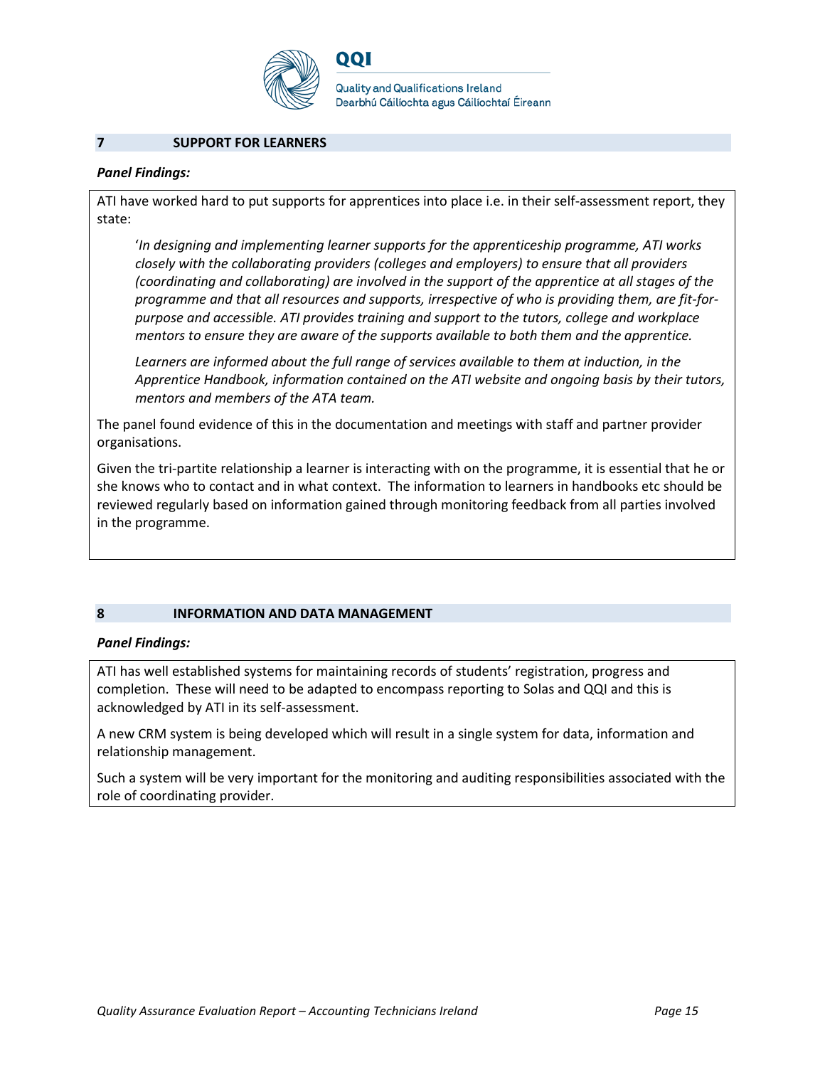## 7 SUPPORT FOR LEARNERS

***Panel Findings:***

ATI have worked hard to put supports for apprentices into place i.e. in their self-assessment report, they state:

> '*In designing and implementing learner supports for the apprenticeship programme, ATI works closely with the collaborating providers (colleges and employers) to ensure that all providers (coordinating and collaborating) are involved in the support of the apprentice at all stages of the programme and that all resources and supports, irrespective of who is providing them, are fit-for-purpose and accessible. ATI provides training and support to the tutors, college and workplace mentors to ensure they are aware of the supports available to both them and the apprentice.*
>
> *Learners are informed about the full range of services available to them at induction, in the Apprentice Handbook, information contained on the ATI website and ongoing basis by their tutors, mentors and members of the ATA team.*

The panel found evidence of this in the documentation and meetings with staff and partner provider organisations.

Given the tri-partite relationship a learner is interacting with on the programme, it is essential that he or she knows who to contact and in what context. The information to learners in handbooks etc should be reviewed regularly based on information gained through monitoring feedback from all parties involved in the programme.

## 8 INFORMATION AND DATA MANAGEMENT

***Panel Findings:***

ATI has well established systems for maintaining records of students' registration, progress and completion. These will need to be adapted to encompass reporting to Solas and QQI and this is acknowledged by ATI in its self-assessment.

A new CRM system is being developed which will result in a single system for data, information and relationship management.

Such a system will be very important for the monitoring and auditing responsibilities associated with the role of coordinating provider.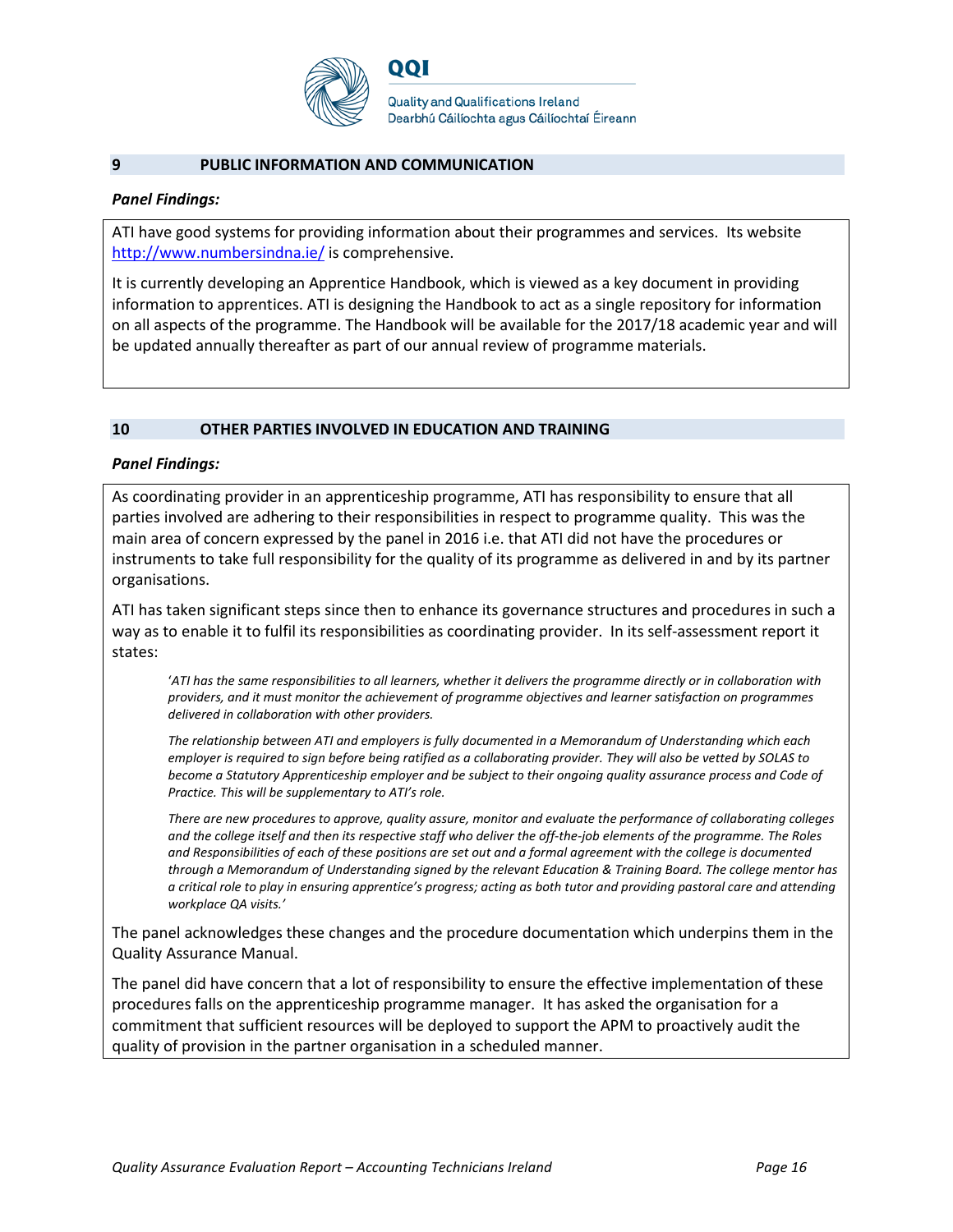## 9 PUBLIC INFORMATION AND COMMUNICATION

***Panel Findings:***

ATI have good systems for providing information about their programmes and services. Its website http://www.numbersindna.ie/ is comprehensive.

It is currently developing an Apprentice Handbook, which is viewed as a key document in providing information to apprentices. ATI is designing the Handbook to act as a single repository for information on all aspects of the programme. The Handbook will be available for the 2017/18 academic year and will be updated annually thereafter as part of our annual review of programme materials.

## 10 OTHER PARTIES INVOLVED IN EDUCATION AND TRAINING

***Panel Findings:***

As coordinating provider in an apprenticeship programme, ATI has responsibility to ensure that all parties involved are adhering to their responsibilities in respect to programme quality. This was the main area of concern expressed by the panel in 2016 i.e. that ATI did not have the procedures or instruments to take full responsibility for the quality of its programme as delivered in and by its partner organisations.

ATI has taken significant steps since then to enhance its governance structures and procedures in such a way as to enable it to fulfil its responsibilities as coordinating provider. In its self-assessment report it states:

> '*ATI has the same responsibilities to all learners, whether it delivers the programme directly or in collaboration with providers, and it must monitor the achievement of programme objectives and learner satisfaction on programmes delivered in collaboration with other providers.*
>
> *The relationship between ATI and employers is fully documented in a Memorandum of Understanding which each employer is required to sign before being ratified as a collaborating provider. They will also be vetted by SOLAS to become a Statutory Apprenticeship employer and be subject to their ongoing quality assurance process and Code of Practice. This will be supplementary to ATI's role.*
>
> *There are new procedures to approve, quality assure, monitor and evaluate the performance of collaborating colleges and the college itself and then its respective staff who deliver the off-the-job elements of the programme. The Roles and Responsibilities of each of these positions are set out and a formal agreement with the college is documented through a Memorandum of Understanding signed by the relevant Education & Training Board. The college mentor has a critical role to play in ensuring apprentice's progress; acting as both tutor and providing pastoral care and attending workplace QA visits.*'

The panel acknowledges these changes and the procedure documentation which underpins them in the Quality Assurance Manual.

The panel did have concern that a lot of responsibility to ensure the effective implementation of these procedures falls on the apprenticeship programme manager. It has asked the organisation for a commitment that sufficient resources will be deployed to support the APM to proactively audit the quality of provision in the partner organisation in a scheduled manner.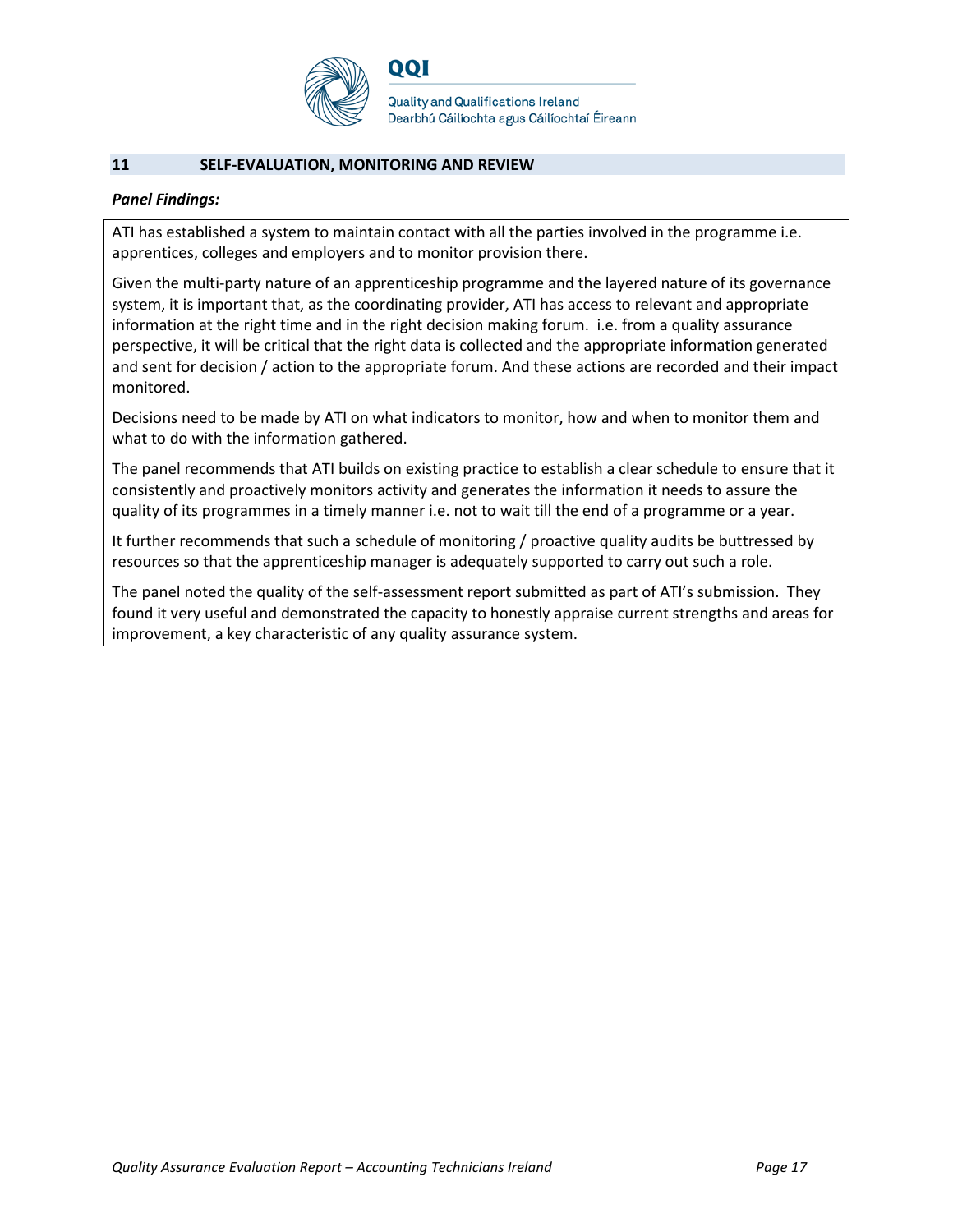## 11 SELF-EVALUATION, MONITORING AND REVIEW

***Panel Findings:***

ATI has established a system to maintain contact with all the parties involved in the programme i.e. apprentices, colleges and employers and to monitor provision there.

Given the multi-party nature of an apprenticeship programme and the layered nature of its governance system, it is important that, as the coordinating provider, ATI has access to relevant and appropriate information at the right time and in the right decision making forum. i.e. from a quality assurance perspective, it will be critical that the right data is collected and the appropriate information generated and sent for decision / action to the appropriate forum. And these actions are recorded and their impact monitored.

Decisions need to be made by ATI on what indicators to monitor, how and when to monitor them and what to do with the information gathered.

The panel recommends that ATI builds on existing practice to establish a clear schedule to ensure that it consistently and proactively monitors activity and generates the information it needs to assure the quality of its programmes in a timely manner i.e. not to wait till the end of a programme or a year.

It further recommends that such a schedule of monitoring / proactive quality audits be buttressed by resources so that the apprenticeship manager is adequately supported to carry out such a role.

The panel noted the quality of the self-assessment report submitted as part of ATI's submission. They found it very useful and demonstrated the capacity to honestly appraise current strengths and areas for improvement, a key characteristic of any quality assurance system.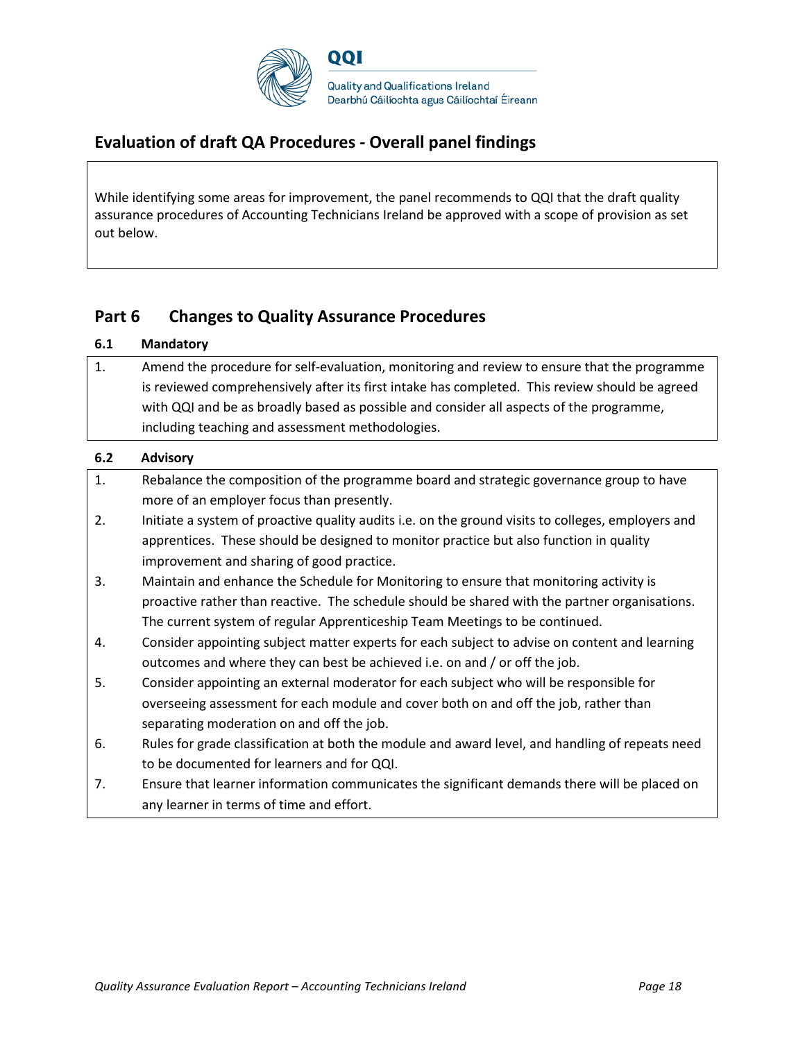## Evaluation of draft QA Procedures - Overall panel findings

While identifying some areas for improvement, the panel recommends to QQI that the draft quality assurance procedures of Accounting Technicians Ireland be approved with a scope of provision as set out below.

## Part 6 Changes to Quality Assurance Procedures

### 6.1 Mandatory

1. Amend the procedure for self-evaluation, monitoring and review to ensure that the programme is reviewed comprehensively after its first intake has completed. This review should be agreed with QQI and be as broadly based as possible and consider all aspects of the programme, including teaching and assessment methodologies.

### 6.2 Advisory

1. Rebalance the composition of the programme board and strategic governance group to have more of an employer focus than presently.
2. Initiate a system of proactive quality audits i.e. on the ground visits to colleges, employers and apprentices. These should be designed to monitor practice but also function in quality improvement and sharing of good practice.
3. Maintain and enhance the Schedule for Monitoring to ensure that monitoring activity is proactive rather than reactive. The schedule should be shared with the partner organisations. The current system of regular Apprenticeship Team Meetings to be continued.
4. Consider appointing subject matter experts for each subject to advise on content and learning outcomes and where they can best be achieved i.e. on and / or off the job.
5. Consider appointing an external moderator for each subject who will be responsible for overseeing assessment for each module and cover both on and off the job, rather than separating moderation on and off the job.
6. Rules for grade classification at both the module and award level, and handling of repeats need to be documented for learners and for QQI.
7. Ensure that learner information communicates the significant demands there will be placed on any learner in terms of time and effort.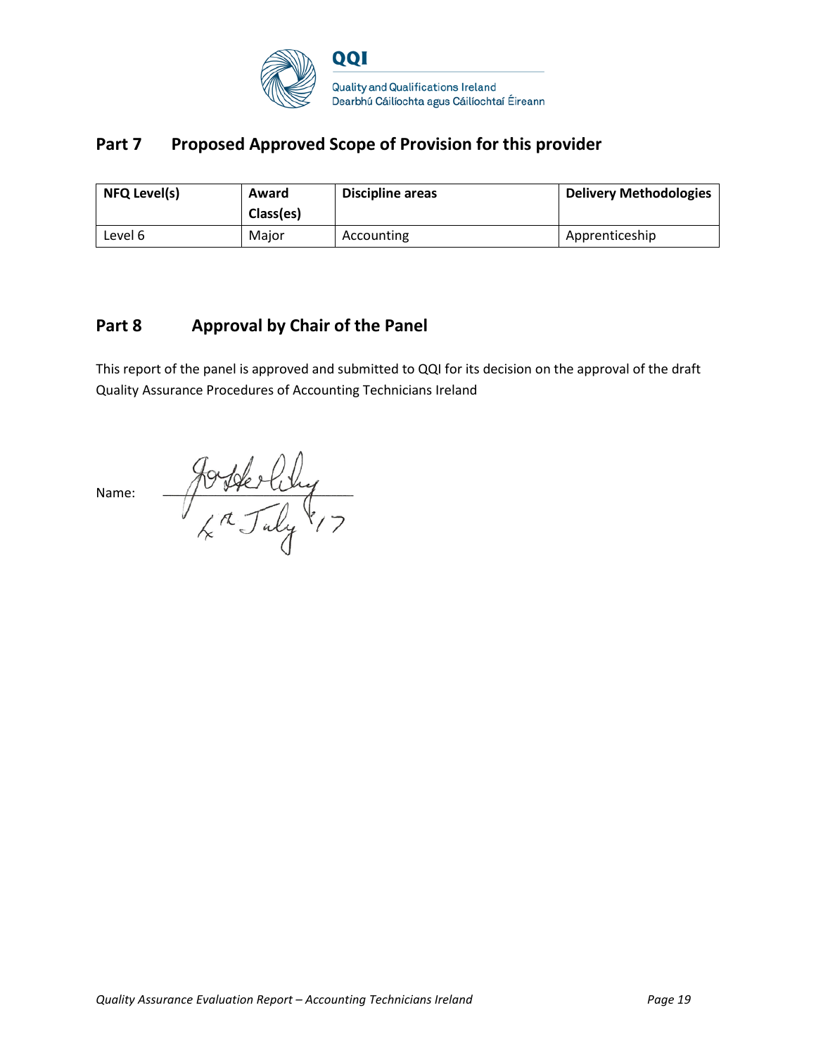## Part 7 Proposed Approved Scope of Provision for this provider

| NFQ Level(s) | Award Class(es) | Discipline areas | Delivery Methodologies |
|---|---|---|---|
| Level 6 | Major | Accounting | Apprenticeship |

## Part 8 Approval by Chair of the Panel

This report of the panel is approved and submitted to QQI for its decision on the approval of the draft Quality Assurance Procedures of Accounting Technicians Ireland

Name: 

4th July '17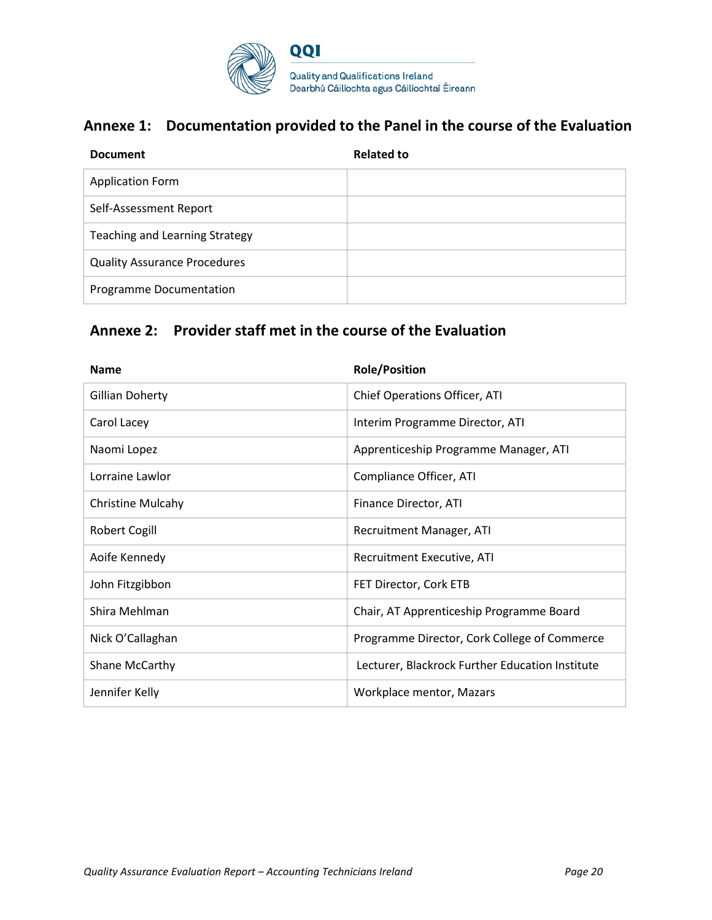## Annexe 1: Documentation provided to the Panel in the course of the Evaluation

| Document | Related to |
|---|---|
| Application Form | |
| Self-Assessment Report | |
| Teaching and Learning Strategy | |
| Quality Assurance Procedures | |
| Programme Documentation | |

## Annexe 2: Provider staff met in the course of the Evaluation

| Name | Role/Position |
|---|---|
| Gillian Doherty | Chief Operations Officer, ATI |
| Carol Lacey | Interim Programme Director, ATI |
| Naomi Lopez | Apprenticeship Programme Manager, ATI |
| Lorraine Lawlor | Compliance Officer, ATI |
| Christine Mulcahy | Finance Director, ATI |
| Robert Cogill | Recruitment Manager, ATI |
| Aoife Kennedy | Recruitment Executive, ATI |
| John Fitzgibbon | FET Director, Cork ETB |
| Shira Mehlman | Chair, AT Apprenticeship Programme Board |
| Nick O'Callaghan | Programme Director, Cork College of Commerce |
| Shane McCarthy | Lecturer, Blackrock Further Education Institute |
| Jennifer Kelly | Workplace mentor, Mazars |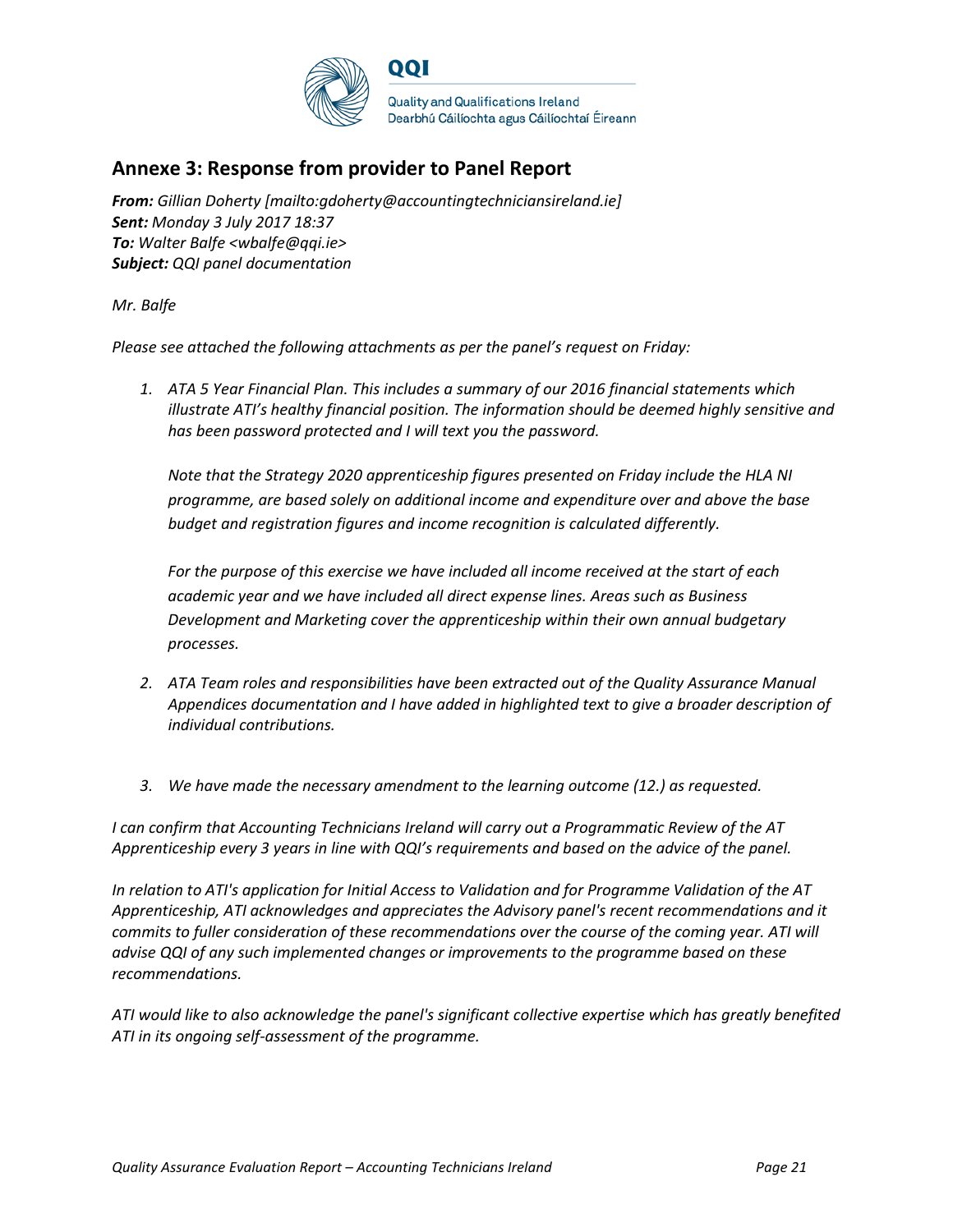## Annexe 3: Response from provider to Panel Report

***From:*** *Gillian Doherty [mailto:gdoherty@accountingtechniciansireland.ie]*
***Sent:*** *Monday 3 July 2017 18:37*
***To:*** *Walter Balfe <wbalfe@qqi.ie>*
***Subject:*** *QQI panel documentation*

*Mr. Balfe*

*Please see attached the following attachments as per the panel's request on Friday:*

1. *ATA 5 Year Financial Plan. This includes a summary of our 2016 financial statements which illustrate ATI's healthy financial position. The information should be deemed highly sensitive and has been password protected and I will text you the password.*

   *Note that the Strategy 2020 apprenticeship figures presented on Friday include the HLA NI programme, are based solely on additional income and expenditure over and above the base budget and registration figures and income recognition is calculated differently.*

   *For the purpose of this exercise we have included all income received at the start of each academic year and we have included all direct expense lines. Areas such as Business Development and Marketing cover the apprenticeship within their own annual budgetary processes.*

2. *ATA Team roles and responsibilities have been extracted out of the Quality Assurance Manual Appendices documentation and I have added in highlighted text to give a broader description of individual contributions.*

3. *We have made the necessary amendment to the learning outcome (12.) as requested.*

*I can confirm that Accounting Technicians Ireland will carry out a Programmatic Review of the AT Apprenticeship every 3 years in line with QQI's requirements and based on the advice of the panel.*

*In relation to ATI's application for Initial Access to Validation and for Programme Validation of the AT Apprenticeship, ATI acknowledges and appreciates the Advisory panel's recent recommendations and it commits to fuller consideration of these recommendations over the course of the coming year. ATI will advise QQI of any such implemented changes or improvements to the programme based on these recommendations.*

*ATI would like to also acknowledge the panel's significant collective expertise which has greatly benefited ATI in its ongoing self-assessment of the programme.*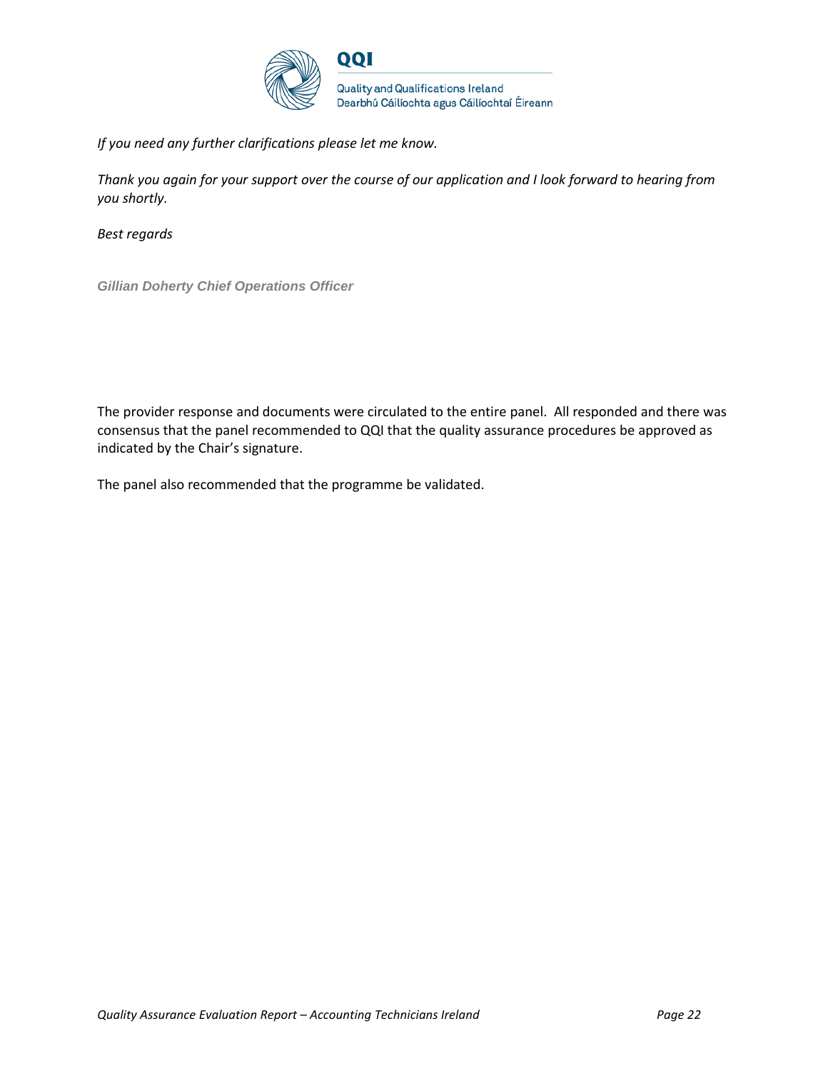*If you need any further clarifications please let me know.*

*Thank you again for your support over the course of our application and I look forward to hearing from you shortly.*

*Best regards*

***Gillian Doherty Chief Operations Officer***

The provider response and documents were circulated to the entire panel. All responded and there was consensus that the panel recommended to QQI that the quality assurance procedures be approved as indicated by the Chair's signature.

The panel also recommended that the programme be validated.